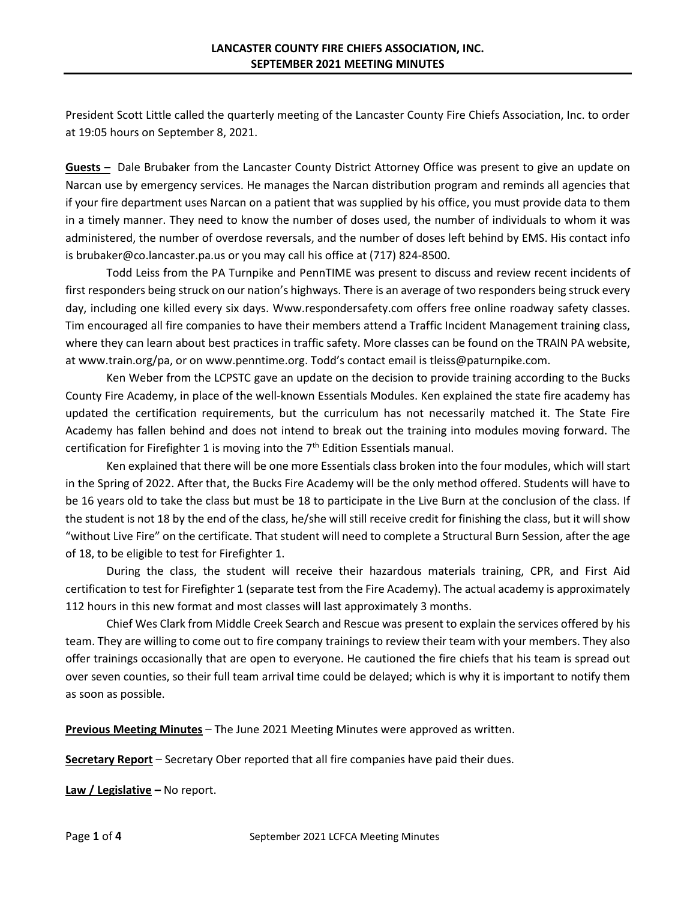# LANCASTER COUNTY FIRE CHIEFS ASSOCIATION, INC.
## SEPTEMBER 2021 MEETING MINUTES

President Scott Little called the quarterly meeting of the Lancaster County Fire Chiefs Association, Inc. to order at 19:05 hours on September 8, 2021.

**Guests –** Dale Brubaker from the Lancaster County District Attorney Office was present to give an update on Narcan use by emergency services. He manages the Narcan distribution program and reminds all agencies that if your fire department uses Narcan on a patient that was supplied by his office, you must provide data to them in a timely manner. They need to know the number of doses used, the number of individuals to whom it was administered, the number of overdose reversals, and the number of doses left behind by EMS. His contact info is brubaker@co.lancaster.pa.us or you may call his office at (717) 824-8500.

Todd Leiss from the PA Turnpike and PennTIME was present to discuss and review recent incidents of first responders being struck on our nation's highways. There is an average of two responders being struck every day, including one killed every six days. Www.respondersafety.com offers free online roadway safety classes. Tim encouraged all fire companies to have their members attend a Traffic Incident Management training class, where they can learn about best practices in traffic safety. More classes can be found on the TRAIN PA website, at www.train.org/pa, or on www.penntime.org. Todd's contact email is tleiss@paturnpike.com.

Ken Weber from the LCPSTC gave an update on the decision to provide training according to the Bucks County Fire Academy, in place of the well-known Essentials Modules. Ken explained the state fire academy has updated the certification requirements, but the curriculum has not necessarily matched it. The State Fire Academy has fallen behind and does not intend to break out the training into modules moving forward. The certification for Firefighter 1 is moving into the 7th Edition Essentials manual.

Ken explained that there will be one more Essentials class broken into the four modules, which will start in the Spring of 2022. After that, the Bucks Fire Academy will be the only method offered. Students will have to be 16 years old to take the class but must be 18 to participate in the Live Burn at the conclusion of the class. If the student is not 18 by the end of the class, he/she will still receive credit for finishing the class, but it will show "without Live Fire" on the certificate. That student will need to complete a Structural Burn Session, after the age of 18, to be eligible to test for Firefighter 1.

During the class, the student will receive their hazardous materials training, CPR, and First Aid certification to test for Firefighter 1 (separate test from the Fire Academy). The actual academy is approximately 112 hours in this new format and most classes will last approximately 3 months.

Chief Wes Clark from Middle Creek Search and Rescue was present to explain the services offered by his team. They are willing to come out to fire company trainings to review their team with your members. They also offer trainings occasionally that are open to everyone. He cautioned the fire chiefs that his team is spread out over seven counties, so their full team arrival time could be delayed; which is why it is important to notify them as soon as possible.

**Previous Meeting Minutes** – The June 2021 Meeting Minutes were approved as written.

**Secretary Report** – Secretary Ober reported that all fire companies have paid their dues.

**Law / Legislative –** No report.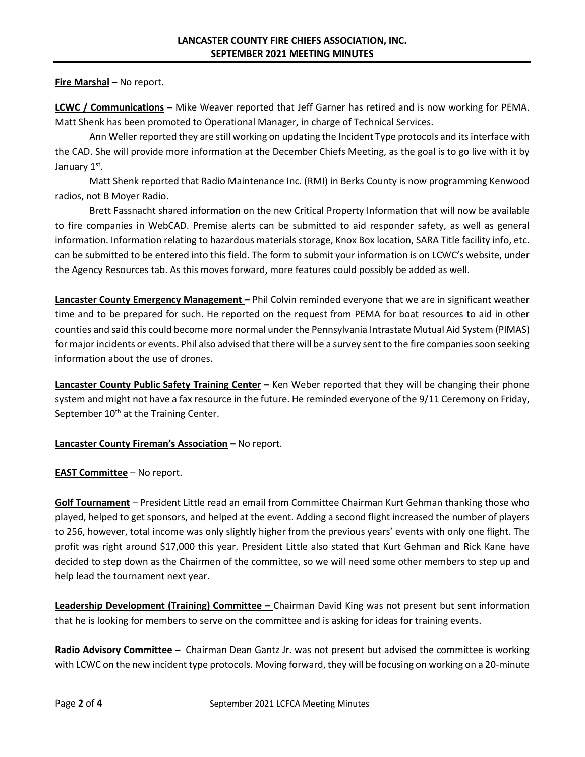**Fire Marshal –** No report.

**LCWC / Communications –** Mike Weaver reported that Jeff Garner has retired and is now working for PEMA. Matt Shenk has been promoted to Operational Manager, in charge of Technical Services.

Ann Weller reported they are still working on updating the Incident Type protocols and its interface with the CAD. She will provide more information at the December Chiefs Meeting, as the goal is to go live with it by January 1st.

Matt Shenk reported that Radio Maintenance Inc. (RMI) in Berks County is now programming Kenwood radios, not B Moyer Radio.

Brett Fassnacht shared information on the new Critical Property Information that will now be available to fire companies in WebCAD. Premise alerts can be submitted to aid responder safety, as well as general information. Information relating to hazardous materials storage, Knox Box location, SARA Title facility info, etc. can be submitted to be entered into this field. The form to submit your information is on LCWC's website, under the Agency Resources tab. As this moves forward, more features could possibly be added as well.

**Lancaster County Emergency Management –** Phil Colvin reminded everyone that we are in significant weather time and to be prepared for such. He reported on the request from PEMA for boat resources to aid in other counties and said this could become more normal under the Pennsylvania Intrastate Mutual Aid System (PIMAS) for major incidents or events. Phil also advised that there will be a survey sent to the fire companies soon seeking information about the use of drones.

**Lancaster County Public Safety Training Center –** Ken Weber reported that they will be changing their phone system and might not have a fax resource in the future. He reminded everyone of the 9/11 Ceremony on Friday, September 10th at the Training Center.

**Lancaster County Fireman's Association –** No report.

**EAST Committee** – No report.

**Golf Tournament** – President Little read an email from Committee Chairman Kurt Gehman thanking those who played, helped to get sponsors, and helped at the event. Adding a second flight increased the number of players to 256, however, total income was only slightly higher from the previous years' events with only one flight. The profit was right around $17,000 this year. President Little also stated that Kurt Gehman and Rick Kane have decided to step down as the Chairmen of the committee, so we will need some other members to step up and help lead the tournament next year.

**Leadership Development (Training) Committee –** Chairman David King was not present but sent information that he is looking for members to serve on the committee and is asking for ideas for training events.

**Radio Advisory Committee –** Chairman Dean Gantz Jr. was not present but advised the committee is working with LCWC on the new incident type protocols. Moving forward, they will be focusing on working on a 20-minute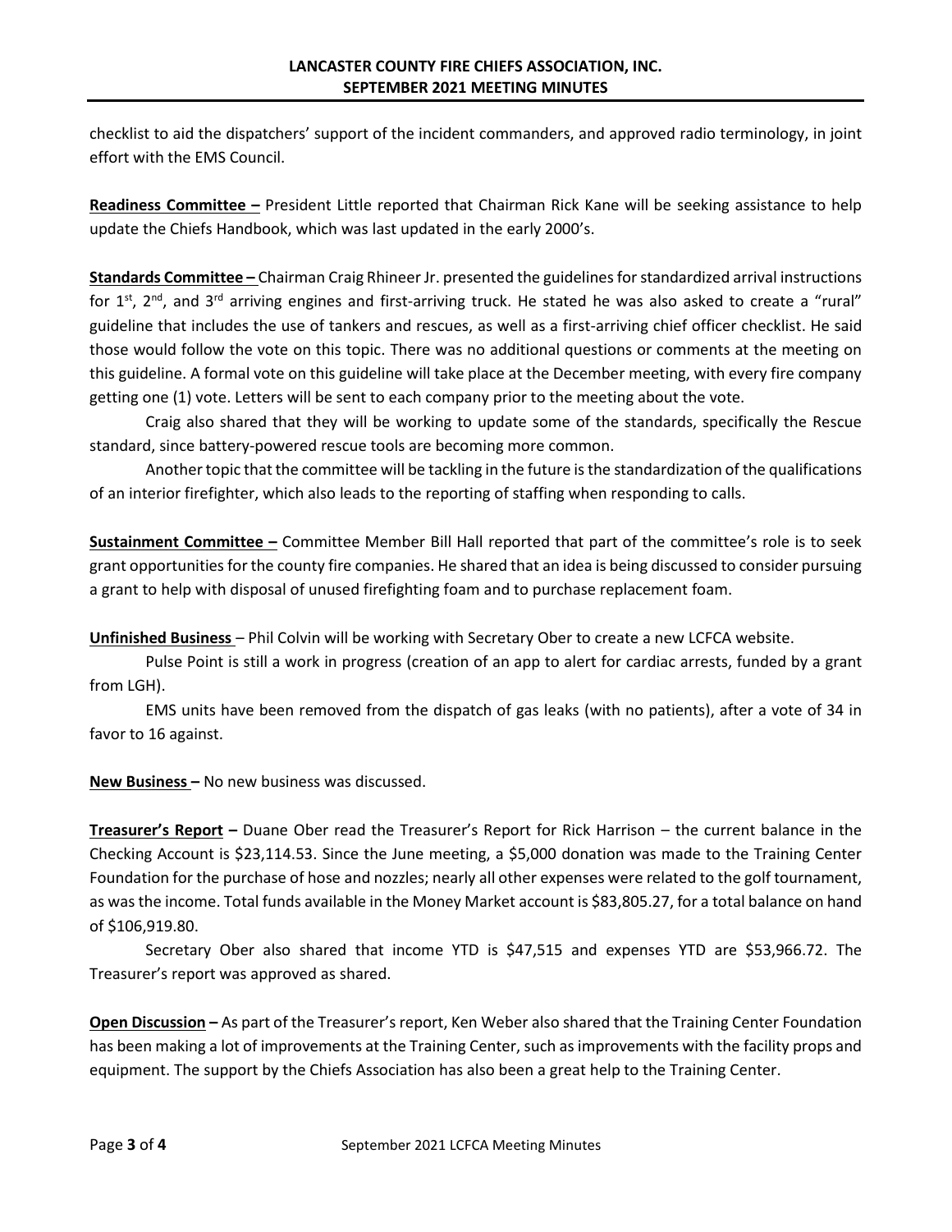checklist to aid the dispatchers' support of the incident commanders, and approved radio terminology, in joint effort with the EMS Council.

**Readiness Committee –** President Little reported that Chairman Rick Kane will be seeking assistance to help update the Chiefs Handbook, which was last updated in the early 2000's.

**Standards Committee –** Chairman Craig Rhineer Jr. presented the guidelines for standardized arrival instructions for 1st, 2nd, and 3rd arriving engines and first-arriving truck. He stated he was also asked to create a "rural" guideline that includes the use of tankers and rescues, as well as a first-arriving chief officer checklist. He said those would follow the vote on this topic. There was no additional questions or comments at the meeting on this guideline. A formal vote on this guideline will take place at the December meeting, with every fire company getting one (1) vote. Letters will be sent to each company prior to the meeting about the vote.

Craig also shared that they will be working to update some of the standards, specifically the Rescue standard, since battery-powered rescue tools are becoming more common.

Another topic that the committee will be tackling in the future is the standardization of the qualifications of an interior firefighter, which also leads to the reporting of staffing when responding to calls.

**Sustainment Committee –** Committee Member Bill Hall reported that part of the committee's role is to seek grant opportunities for the county fire companies. He shared that an idea is being discussed to consider pursuing a grant to help with disposal of unused firefighting foam and to purchase replacement foam.

**Unfinished Business** – Phil Colvin will be working with Secretary Ober to create a new LCFCA website.

Pulse Point is still a work in progress (creation of an app to alert for cardiac arrests, funded by a grant from LGH).

EMS units have been removed from the dispatch of gas leaks (with no patients), after a vote of 34 in favor to 16 against.

**New Business –** No new business was discussed.

**Treasurer's Report –** Duane Ober read the Treasurer's Report for Rick Harrison – the current balance in the Checking Account is $23,114.53. Since the June meeting, a $5,000 donation was made to the Training Center Foundation for the purchase of hose and nozzles; nearly all other expenses were related to the golf tournament, as was the income. Total funds available in the Money Market account is $83,805.27, for a total balance on hand of $106,919.80.

Secretary Ober also shared that income YTD is $47,515 and expenses YTD are $53,966.72. The Treasurer's report was approved as shared.

**Open Discussion –** As part of the Treasurer's report, Ken Weber also shared that the Training Center Foundation has been making a lot of improvements at the Training Center, such as improvements with the facility props and equipment. The support by the Chiefs Association has also been a great help to the Training Center.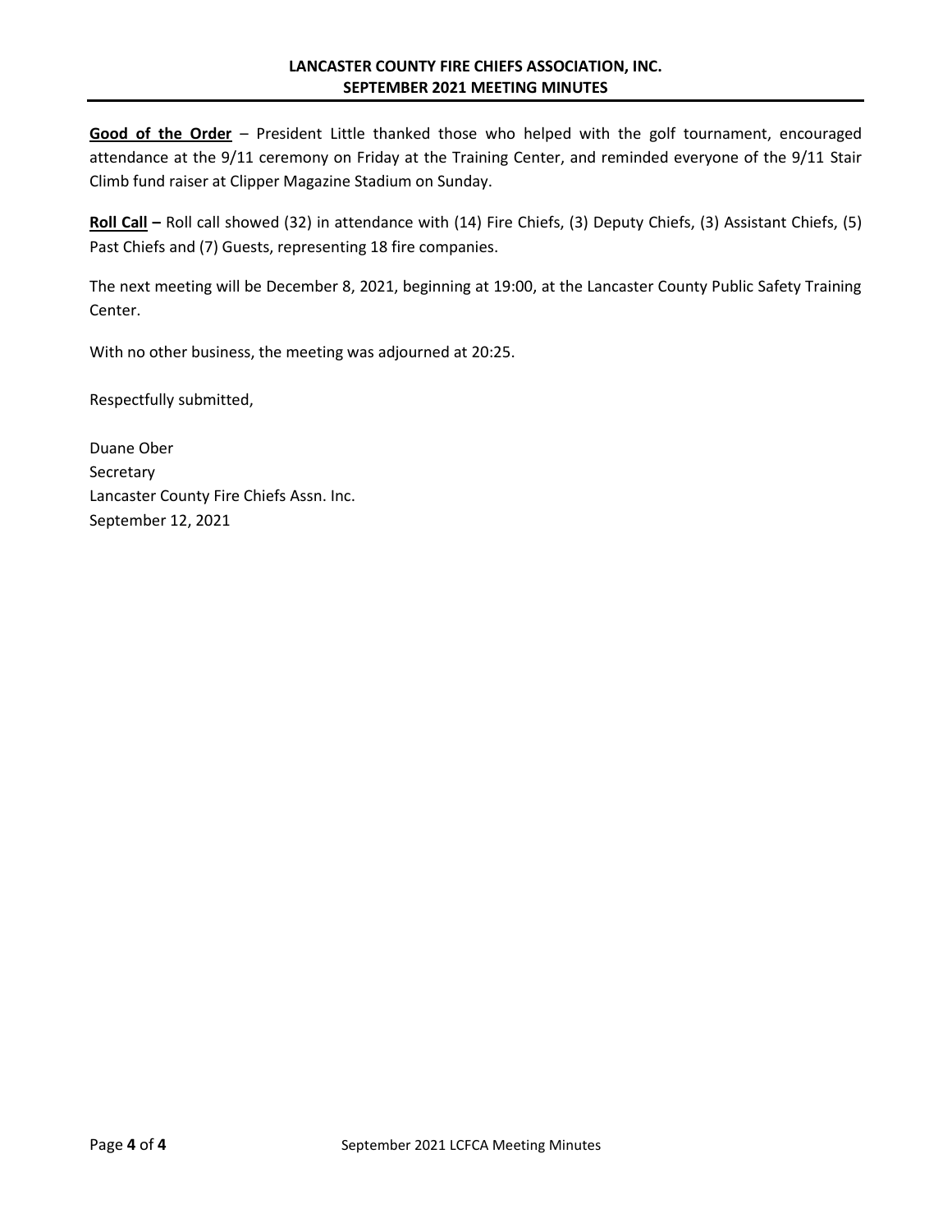**Good of the Order** – President Little thanked those who helped with the golf tournament, encouraged attendance at the 9/11 ceremony on Friday at the Training Center, and reminded everyone of the 9/11 Stair Climb fund raiser at Clipper Magazine Stadium on Sunday.

**Roll Call –** Roll call showed (32) in attendance with (14) Fire Chiefs, (3) Deputy Chiefs, (3) Assistant Chiefs, (5) Past Chiefs and (7) Guests, representing 18 fire companies.

The next meeting will be December 8, 2021, beginning at 19:00, at the Lancaster County Public Safety Training Center.

With no other business, the meeting was adjourned at 20:25.

Respectfully submitted,

Duane Ober
Secretary
Lancaster County Fire Chiefs Assn. Inc.
September 12, 2021